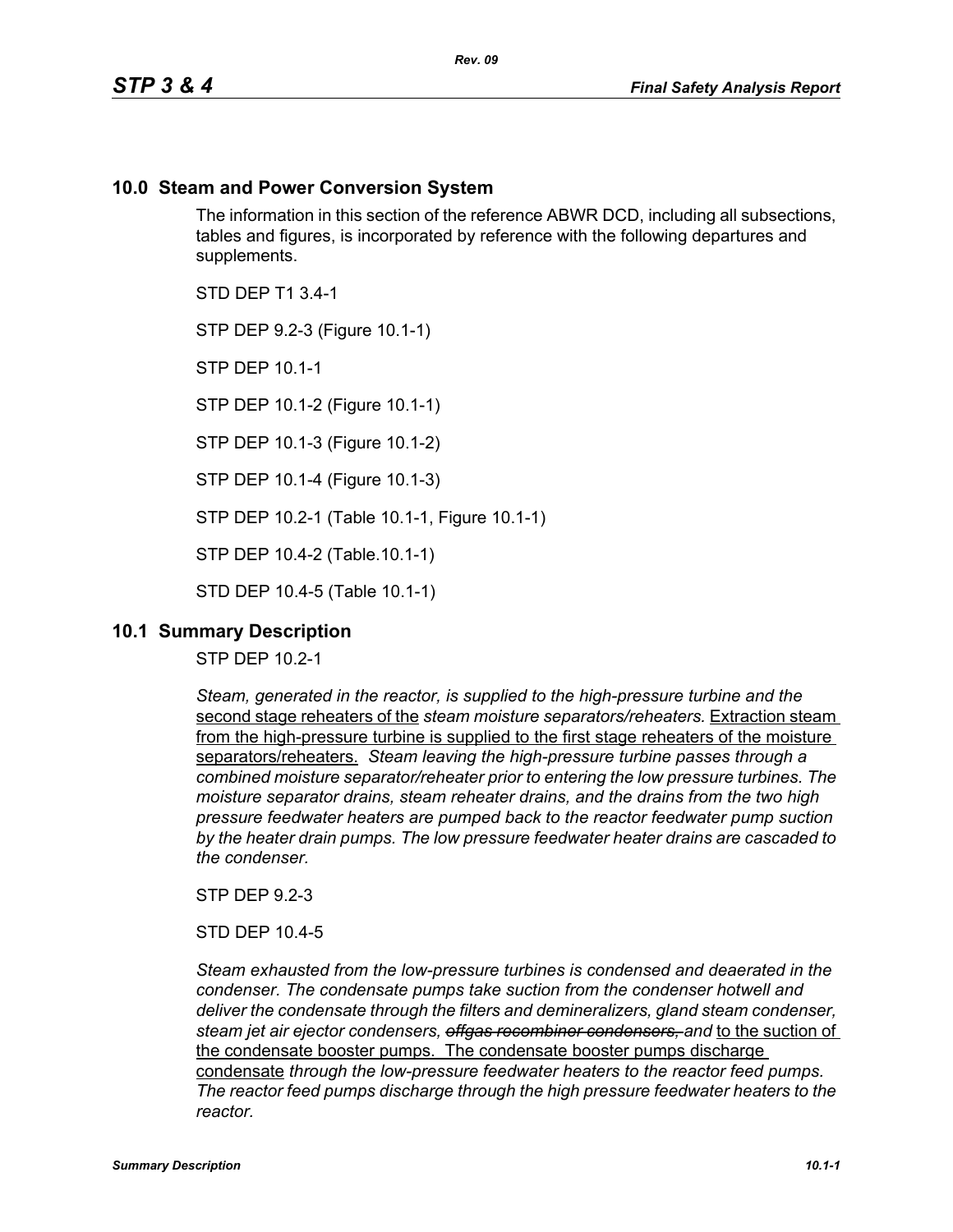## 10.0 Steam and Power Conversion System

The information in this section of the reference ABWR DCD, including all subsections, tables and figures, is incorporated by reference with the following departures and supplements.

STD DEP T1 3.4-1

STP DEP 9.2-3 (Figure 10.1-1)

STP DEP 10.1-1

STP DEP 10.1-2 (Figure 10.1-1)

STP DEP 10.1-3 (Figure 10.1-2)

STP DEP 10.1-4 (Figure 10.1-3)

STP DEP 10.2-1 (Table 10.1-1, Figure 10.1-1)

STP DEP 10.4-2 (Table.10.1-1)

STD DEP 10.4-5 (Table 10.1-1)

## 10.1 Summary Description

STP DEP 10.2-1

*Steam, generated in the reactor, is supplied to the high-pressure turbine and the* second stage reheaters of the *steam moisture separators/reheaters.* Extraction steam from the high-pressure turbine is supplied to the first stage reheaters of the moisture separators/reheaters. *Steam leaving the high-pressure turbine passes through a combined moisture separator/reheater prior to entering the low pressure turbines. The moisture separator drains, steam reheater drains, and the drains from the two high pressure feedwater heaters are pumped back to the reactor feedwater pump suction by the heater drain pumps. The low pressure feedwater heater drains are cascaded to the condenser.*

STP DEP 9.2-3

STD DEP 10.4-5

*Steam exhausted from the low-pressure turbines is condensed and deaerated in the condenser. The condensate pumps take suction from the condenser hotwell and deliver the condensate through the filters and demineralizers, gland steam condenser, steam jet air ejector condensers,* ~~*offgas recombiner condensers,*~~ *and* to the suction of the condensate booster pumps. The condensate booster pumps discharge condensate *through the low-pressure feedwater heaters to the reactor feed pumps. The reactor feed pumps discharge through the high pressure feedwater heaters to the reactor.*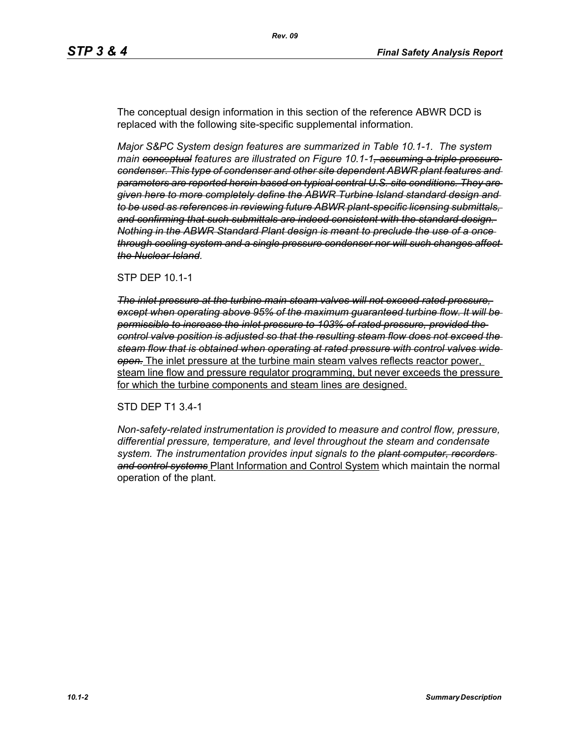The conceptual design information in this section of the reference ABWR DCD is replaced with the following site-specific supplemental information.

*Major S&PC System design features are summarized in Table 10.1-1. The system main ~~conceptual~~ features are illustrated on Figure 10.1-1~~, assuming a triple pressure condenser. This type of condenser and other site dependent ABWR plant features and parameters are reported herein based on typical central U.S. site conditions. They are given here to more completely define the ABWR Turbine Island standard design and to be used as references in reviewing future ABWR plant-specific licensing submittals, and confirming that such submittals are indeed consistent with the standard design. Nothing in the ABWR Standard Plant design is meant to preclude the use of a once through cooling system and a single pressure condenser nor will such changes affect the Nuclear Island~~.*

STP DEP 10.1-1

*~~The inlet pressure at the turbine main steam valves will not exceed rated pressure, except when operating above 95% of the maximum guaranteed turbine flow. It will be permissible to increase the inlet pressure to 103% of rated pressure, provided the control valve position is adjusted so that the resulting steam flow does not exceed the steam flow that is obtained when operating at rated pressure with control valves wide open.~~* <u>The inlet pressure at the turbine main steam valves reflects reactor power, steam line flow and pressure regulator programming, but never exceeds the pressure for which the turbine components and steam lines are designed.</u>

STD DEP T1 3.4-1

*Non-safety-related instrumentation is provided to measure and control flow, pressure, differential pressure, temperature, and level throughout the steam and condensate system. The instrumentation provides input signals to the ~~plant computer, recorders and control systems~~* <u>Plant Information and Control System</u> which maintain the normal operation of the plant.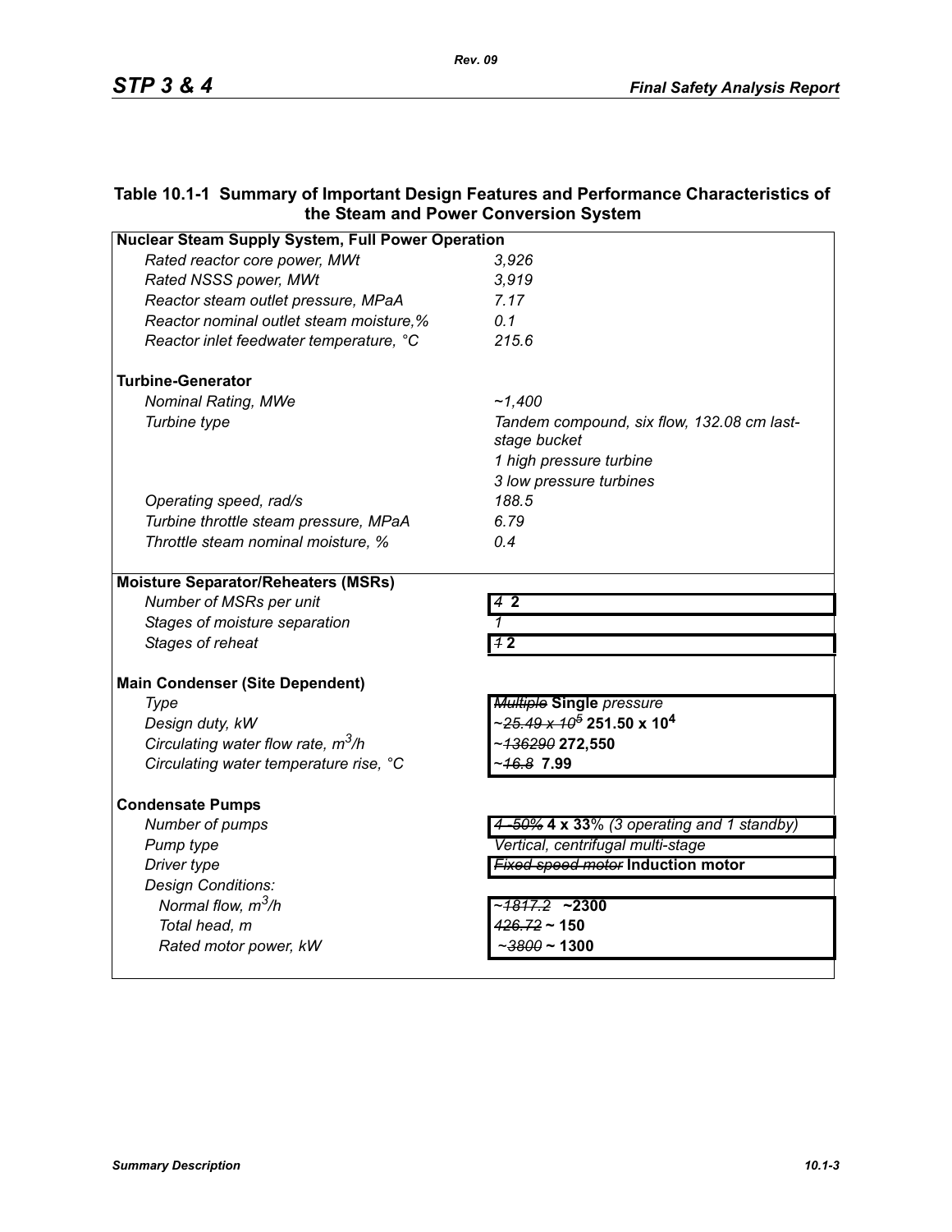**Table 10.1-1 Summary of Important Design Features and Performance Characteristics of the Steam and Power Conversion System**

| **Nuclear Steam Supply System, Full Power Operation** | |
|---|---|
| *Rated reactor core power, MWt* | *3,926* |
| *Rated NSSS power, MWt* | *3,919* |
| *Reactor steam outlet pressure, MPaA* | *7.17* |
| *Reactor nominal outlet steam moisture,%* | *0.1* |
| *Reactor inlet feedwater temperature, °C* | *215.6* |
| **Turbine-Generator** | |
| *Nominal Rating, MWe* | *~1,400* |
| *Turbine type* | *Tandem compound, six flow, 132.08 cm last-stage bucket*<br>*1 high pressure turbine*<br>*3 low pressure turbines* |
| *Operating speed, rad/s* | *188.5* |
| *Turbine throttle steam pressure, MPaA* | *6.79* |
| *Throttle steam nominal moisture, %* | *0.4* |
| **Moisture Separator/Reheaters (MSRs)** | |
| *Number of MSRs per unit* | ~~*4*~~ **2** |
| *Stages of moisture separation* | *1* |
| *Stages of reheat* | ~~*1*~~ **2** |
| **Main Condenser (Site Dependent)** | |
| *Type* | ~~*Multiple*~~ **Single** *pressure* |
| *Design duty, kW* | ~~~$25.49 \times 10^5$~~ **$251.50 \times 10^4$** |
| *Circulating water flow rate, $m^3/h$* | ~~~136290~~ **272,550** |
| *Circulating water temperature rise, °C* | ~~~16.8~~ **7.99** |
| **Condensate Pumps** | |
| *Number of pumps* | ~~*4 -50%*~~ **4 x 33**% *(3 operating and 1 standby)* |
| *Pump type* | *Vertical, centrifugal multi-stage* |
| *Driver type* | ~~*Fixed speed motor*~~ **Induction motor** |
| *Design Conditions:* | |
| *Normal flow, $m^3/h$* | ~~~1817.2~~ **~2300** |
| *Total head, m* | ~~*426.72*~~ **~ 150** |
| *Rated motor power, kW* | ~~~3800~~ **~ 1300** |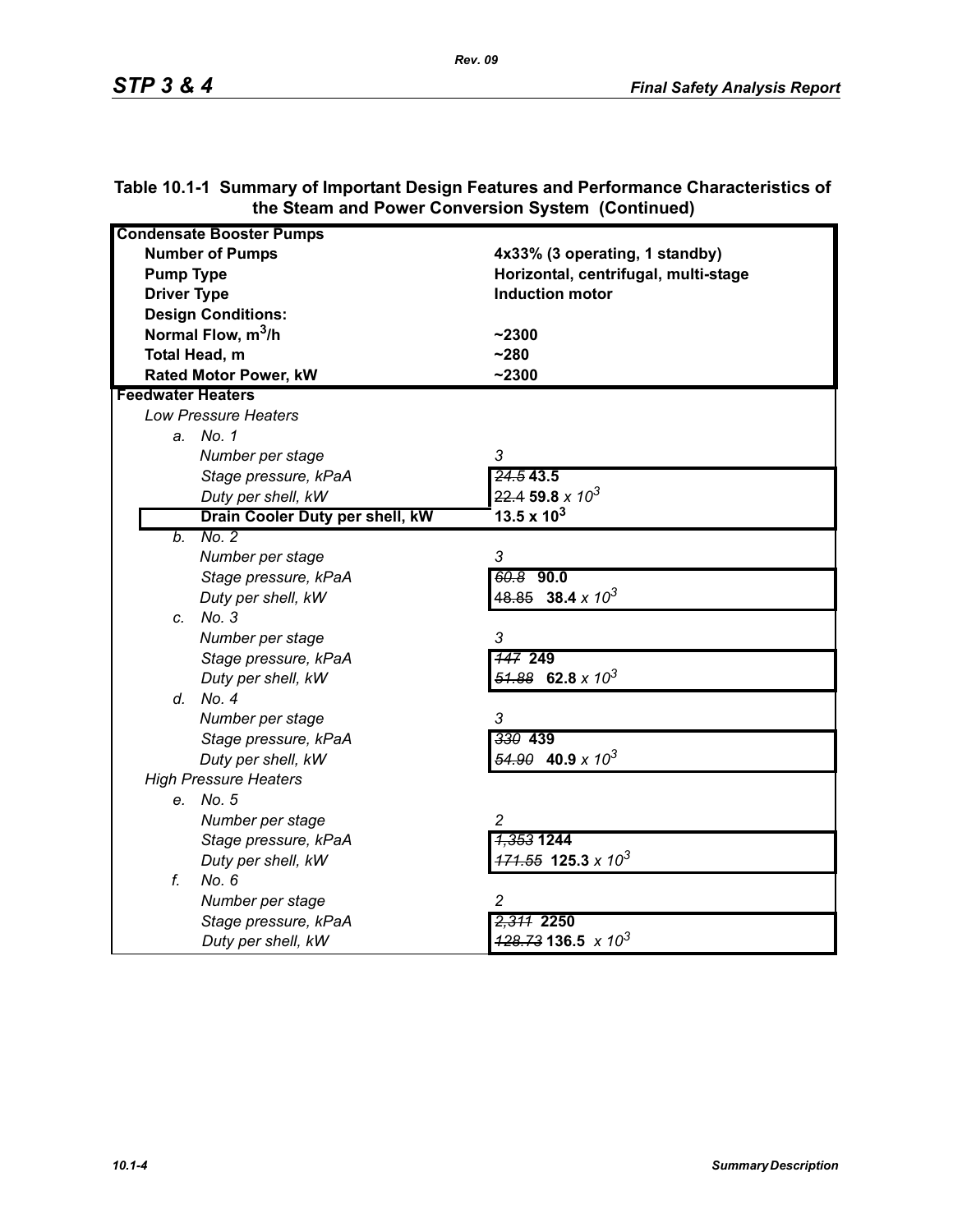**Table 10.1-1 Summary of Important Design Features and Performance Characteristics of the Steam and Power Conversion System (Continued)**

| | |
|---|---|
| **Condensate Booster Pumps** | |
| **Number of Pumps** | **4x33% (3 operating, 1 standby)** |
| **Pump Type** | **Horizontal, centrifugal, multi-stage** |
| **Driver Type** | **Induction motor** |
| **Design Conditions:** | |
| **Normal Flow, $m^3/h$** | **~2300** |
| **Total Head, m** | **~280** |
| **Rated Motor Power, kW** | **~2300** |
| **Feedwater Heaters** | |
| *Low Pressure Heaters* | |
| *a. No. 1* | |
| *Number per stage* | *3* |
| *Stage pressure, kPaA* | ~~*24.5*~~ **43.5** |
| *Duty per shell, kW* | ~~22.4~~ **59.8** *x $10^3$* |
| **Drain Cooler Duty per shell, kW** | **13.5 x $10^3$** |
| *b. No. 2* | |
| *Number per stage* | *3* |
| *Stage pressure, kPaA* | ~~*60.8*~~ **90.0** |
| *Duty per shell, kW* | ~~48.85~~ **38.4** *x $10^3$* |
| *c. No. 3* | |
| *Number per stage* | *3* |
| *Stage pressure, kPaA* | ~~*147*~~ **249** |
| *Duty per shell, kW* | ~~*51.88*~~ **62.8** *x $10^3$* |
| *d. No. 4* | |
| *Number per stage* | *3* |
| *Stage pressure, kPaA* | ~~*330*~~ **439** |
| *Duty per shell, kW* | ~~*54.90*~~ **40.9** *x $10^3$* |
| *High Pressure Heaters* | |
| *e. No. 5* | |
| *Number per stage* | *2* |
| *Stage pressure, kPaA* | ~~*1,353*~~ **1244** |
| *Duty per shell, kW* | ~~*171.55*~~ **125.3** *x $10^3$* |
| *f. No. 6* | |
| *Number per stage* | *2* |
| *Stage pressure, kPaA* | ~~*2,311*~~ **2250** |
| *Duty per shell, kW* | ~~*128.73*~~ **136.5** *x $10^3$* |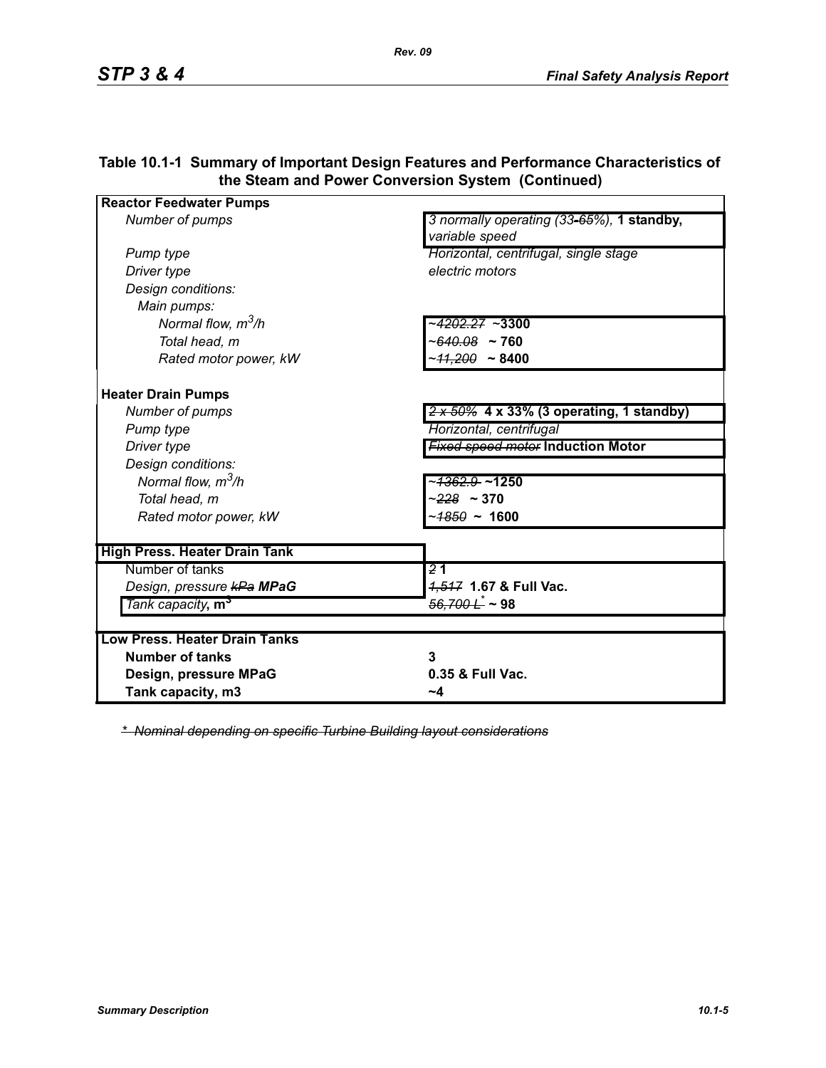**Table 10.1-1 Summary of Important Design Features and Performance Characteristics of the Steam and Power Conversion System (Continued)**

| | |
|---|---|
| **Reactor Feedwater Pumps** | |
| *Number of pumps* | *3 normally operating (33~~-65%~~),* **1 standby,** *variable speed* |
| *Pump type* | *Horizontal, centrifugal, single stage* |
| *Driver type* | *electric motors* |
| *Design conditions:* | |
| *Main pumps:* | |
| *Normal flow, $m^3/h$* | ~~*~4202.27*~~ **~3300** |
| *Total head, m* | *~*~~*640.08*~~ **~ 760** |
| *Rated motor power, kW* | *~*~~*11,200*~~ **~ 8400** |
| **Heater Drain Pumps** | |
| *Number of pumps* | ~~*2 x 50%*~~ **4 x 33% (3 operating, 1 standby)** |
| *Pump type* | *Horizontal, centrifugal* |
| *Driver type* | ~~*Fixed speed motor*~~ **Induction Motor** |
| *Design conditions:* | |
| *Normal flow, $m^3/h$* | *~*~~*1362.9*~~ **~1250** |
| *Total head, m* | *~*~~*228*~~ **~ 370** |
| *Rated motor power, kW* | *~*~~*1850*~~ **~ 1600** |
| **High Press. Heater Drain Tank** | |
| Number of tanks | ~~*2*~~ **1** |
| *Design, pressure* ~~*kPa*~~ ***MPaG*** | ~~*1,517*~~ **1.67 & Full Vac.** |
| *Tank capacity*, **$m^3$** | ~~*56,700 L*\*~~ **~ 98** |
| **Low Press. Heater Drain Tanks** | |
| **Number of tanks** | **3** |
| **Design, pressure MPaG** | **0.35 & Full Vac.** |
| **Tank capacity, m3** | **~4** |

~~*\* Nominal depending on specific Turbine Building layout considerations*~~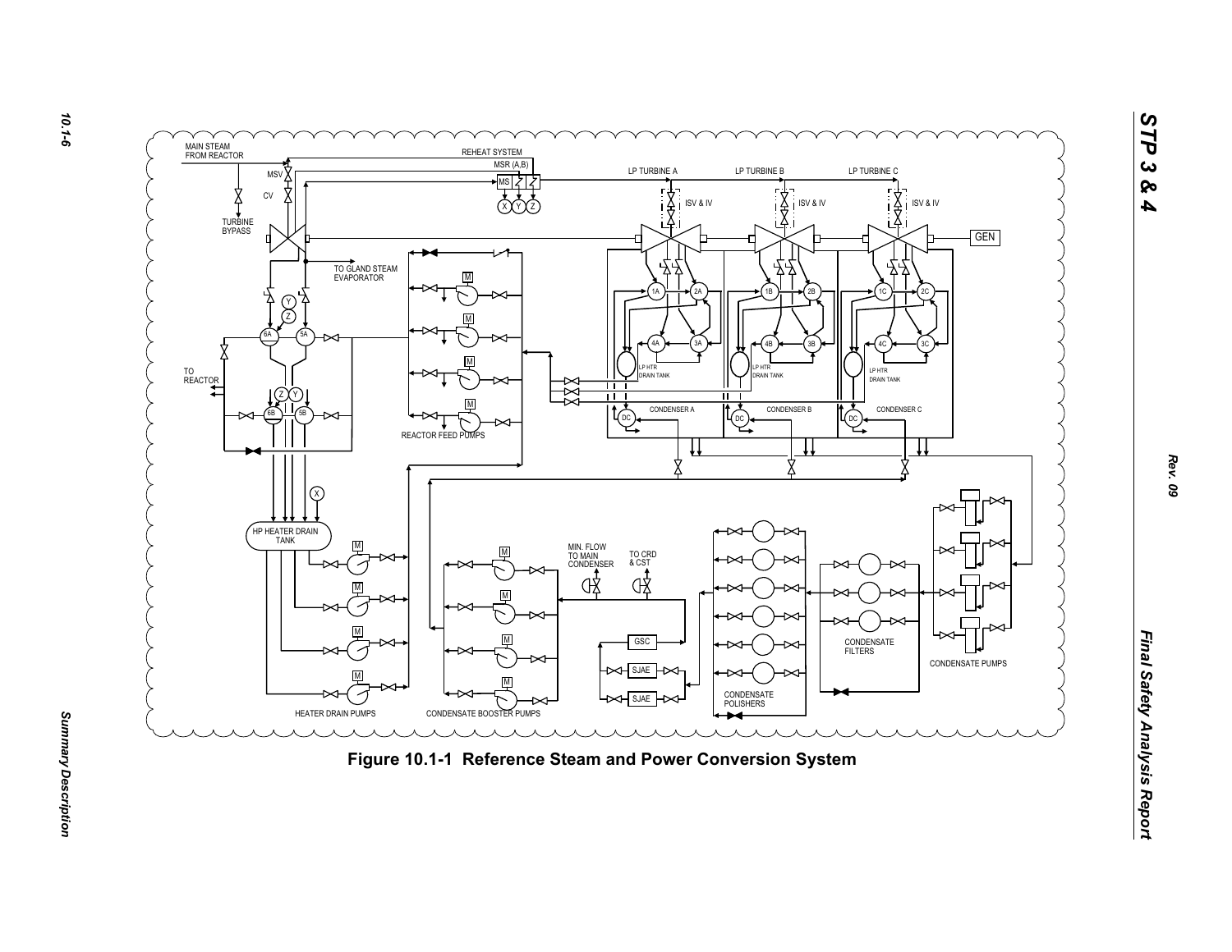**Figure 10.1-1 Reference Steam and Power Conversion System**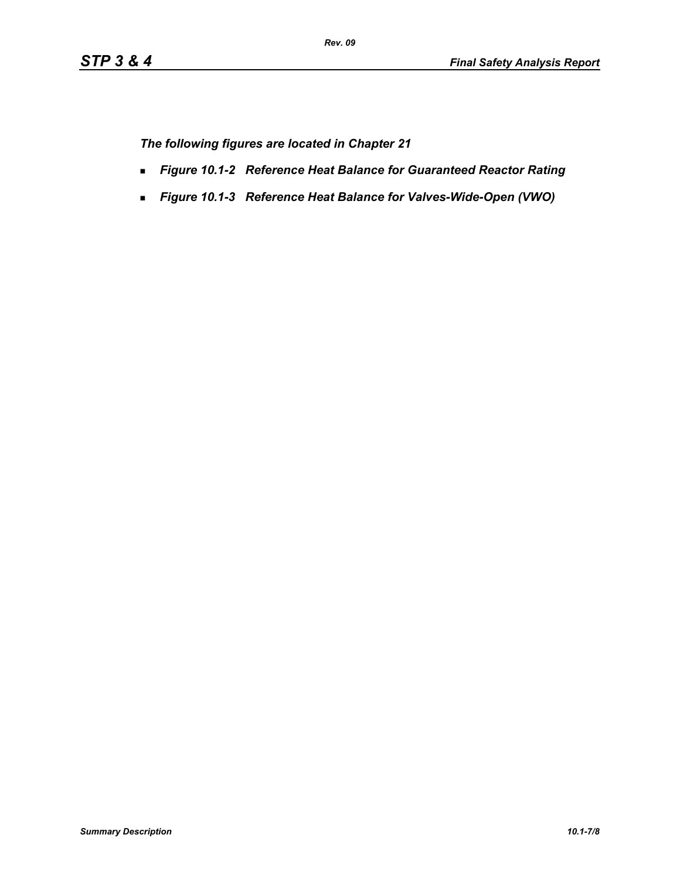*The following figures are located in Chapter 21*

- ***Figure 10.1-2 Reference Heat Balance for Guaranteed Reactor Rating***
- ***Figure 10.1-3 Reference Heat Balance for Valves-Wide-Open (VWO)***